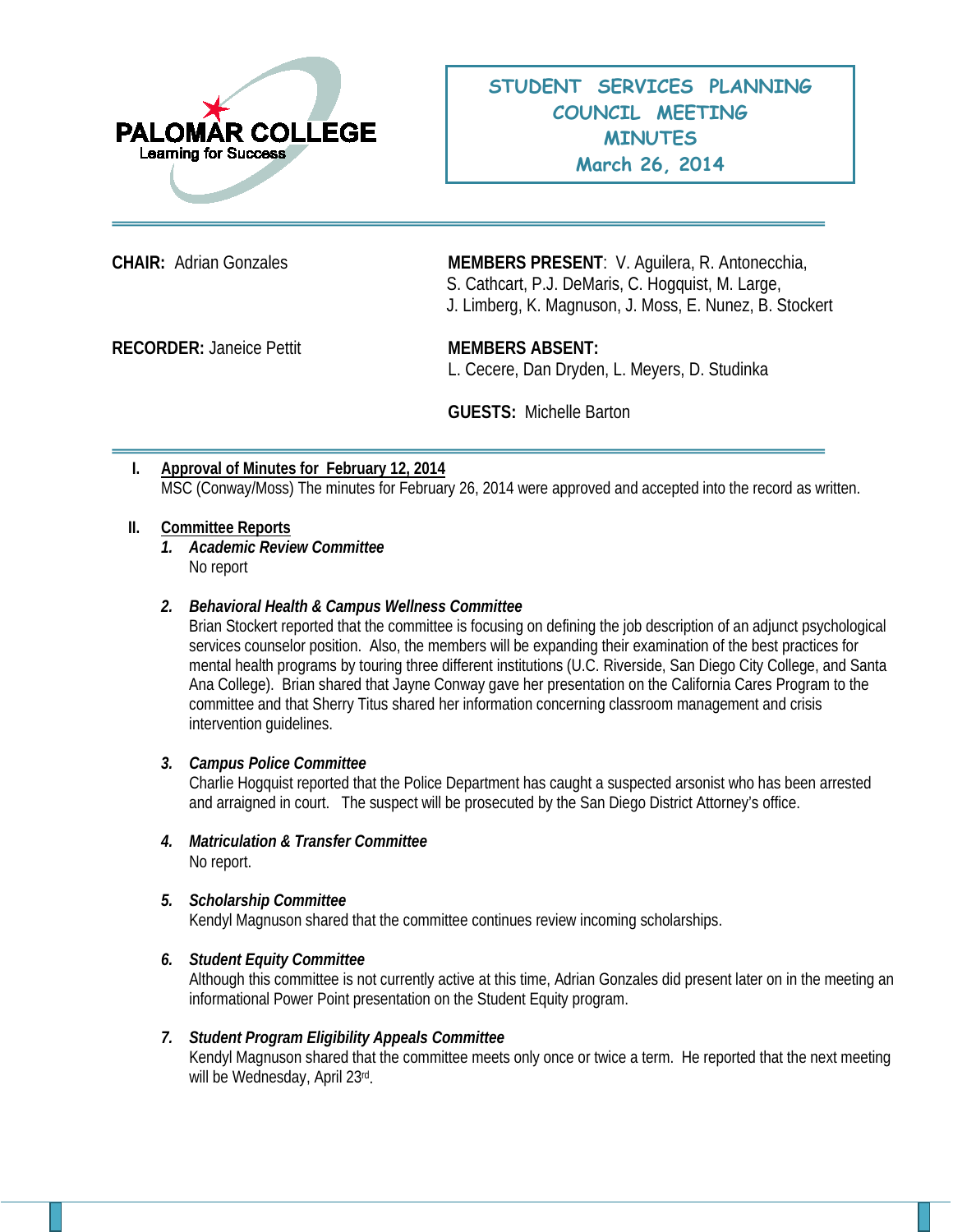PALOMAR COLLEGE
Learning for Success

# STUDENT SERVICES PLANNING COUNCIL MEETING MINUTES
## March 26, 2014

**CHAIR:** Adrian Gonzales

**MEMBERS PRESENT**: V. Aguilera, R. Antonecchia, S. Cathcart, P.J. DeMaris, C. Hogquist, M. Large, J. Limberg, K. Magnuson, J. Moss, E. Nunez, B. Stockert

**RECORDER:** Janeice Pettit

**MEMBERS ABSENT:**
L. Cecere, Dan Dryden, L. Meyers, D. Studinka

**GUESTS:** Michelle Barton

## I. Approval of Minutes for February 12, 2014

MSC (Conway/Moss) The minutes for February 26, 2014 were approved and accepted into the record as written.

## II. Committee Reports

### 1. *Academic Review Committee*

No report

### 2. *Behavioral Health & Campus Wellness Committee*

Brian Stockert reported that the committee is focusing on defining the job description of an adjunct psychological services counselor position. Also, the members will be expanding their examination of the best practices for mental health programs by touring three different institutions (U.C. Riverside, San Diego City College, and Santa Ana College). Brian shared that Jayne Conway gave her presentation on the California Cares Program to the committee and that Sherry Titus shared her information concerning classroom management and crisis intervention guidelines.

### 3. *Campus Police Committee*

Charlie Hogquist reported that the Police Department has caught a suspected arsonist who has been arrested and arraigned in court. The suspect will be prosecuted by the San Diego District Attorney's office.

### 4. *Matriculation & Transfer Committee*

No report.

### 5. *Scholarship Committee*

Kendyl Magnuson shared that the committee continues review incoming scholarships.

### 6. *Student Equity Committee*

Although this committee is not currently active at this time, Adrian Gonzales did present later on in the meeting an informational Power Point presentation on the Student Equity program.

### 7. *Student Program Eligibility Appeals Committee*

Kendyl Magnuson shared that the committee meets only once or twice a term. He reported that the next meeting will be Wednesday, April 23rd.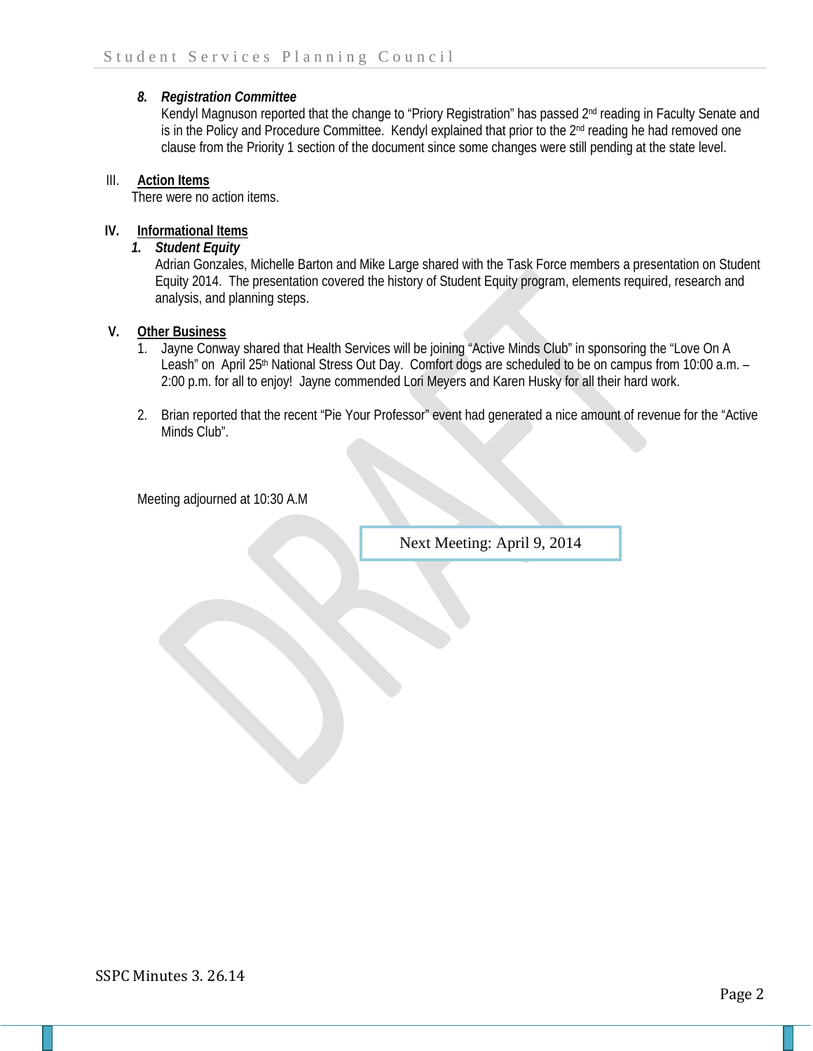**8. *Registration Committee***

Kendyl Magnuson reported that the change to "Priory Registration" has passed 2nd reading in Faculty Senate and is in the Policy and Procedure Committee. Kendyl explained that prior to the 2nd reading he had removed one clause from the Priority 1 section of the document since some changes were still pending at the state level.

## III. Action Items

There were no action items.

## IV. Informational Items

**1. *Student Equity***

Adrian Gonzales, Michelle Barton and Mike Large shared with the Task Force members a presentation on Student Equity 2014. The presentation covered the history of Student Equity program, elements required, research and analysis, and planning steps.

## V. Other Business

1. Jayne Conway shared that Health Services will be joining "Active Minds Club" in sponsoring the "Love On A Leash" on April 25th National Stress Out Day. Comfort dogs are scheduled to be on campus from 10:00 a.m. – 2:00 p.m. for all to enjoy! Jayne commended Lori Meyers and Karen Husky for all their hard work.

2. Brian reported that the recent "Pie Your Professor" event had generated a nice amount of revenue for the "Active Minds Club".

Meeting adjourned at 10:30 A.M

Next Meeting: April 9, 2014